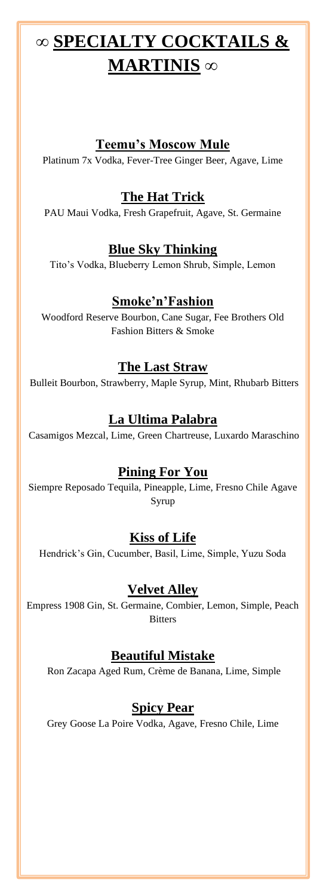# ∞ SPECIALTY COCKTAILS & MARTINIS ∞

## Teemu's Moscow Mule

Platinum 7x Vodka, Fever-Tree Ginger Beer, Agave, Lime

## The Hat Trick

PAU Maui Vodka, Fresh Grapefruit, Agave, St. Germaine

## Blue Sky Thinking

Tito's Vodka, Blueberry Lemon Shrub, Simple, Lemon

## Smoke'n'Fashion

Woodford Reserve Bourbon, Cane Sugar, Fee Brothers Old Fashion Bitters & Smoke

## The Last Straw

Bulleit Bourbon, Strawberry, Maple Syrup, Mint, Rhubarb Bitters

## La Ultima Palabra

Casamigos Mezcal, Lime, Green Chartreuse, Luxardo Maraschino

## Pining For You

Siempre Reposado Tequila, Pineapple, Lime, Fresno Chile Agave Syrup

## Kiss of Life

Hendrick's Gin, Cucumber, Basil, Lime, Simple, Yuzu Soda

## Velvet Alley

Empress 1908 Gin, St. Germaine, Combier, Lemon, Simple, Peach Bitters

## Beautiful Mistake

Ron Zacapa Aged Rum, Crème de Banana, Lime, Simple

## Spicy Pear

Grey Goose La Poire Vodka, Agave, Fresno Chile, Lime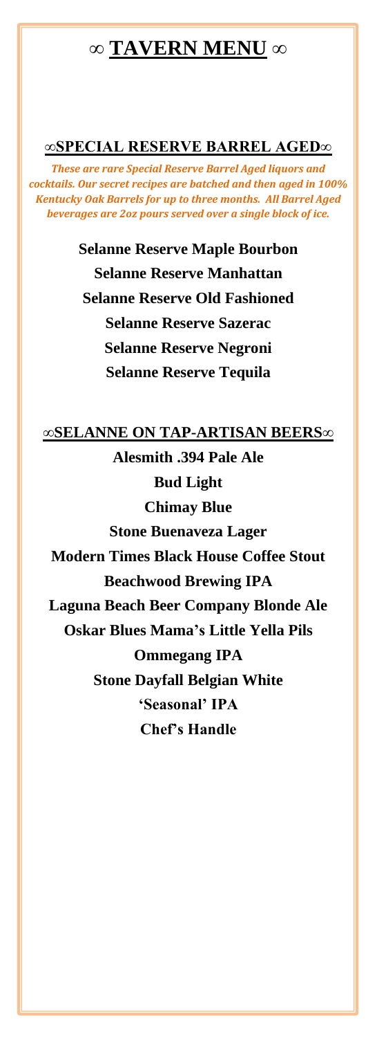# ∞ TAVERN MENU ∞

## ∞SPECIAL RESERVE BARREL AGED∞

***These are rare Special Reserve Barrel Aged liquors and cocktails. Our secret recipes are batched and then aged in 100% Kentucky Oak Barrels for up to three months. All Barrel Aged beverages are 2oz pours served over a single block of ice.***

**Selanne Reserve Maple Bourbon**

**Selanne Reserve Manhattan**

**Selanne Reserve Old Fashioned**

**Selanne Reserve Sazerac**

**Selanne Reserve Negroni**

**Selanne Reserve Tequila**

## ∞SELANNE ON TAP-ARTISAN BEERS∞

**Alesmith .394 Pale Ale**

**Bud Light**

**Chimay Blue**

**Stone Buenaveza Lager**

**Modern Times Black House Coffee Stout**

**Beachwood Brewing IPA**

**Laguna Beach Beer Company Blonde Ale**

**Oskar Blues Mama's Little Yella Pils**

**Ommegang IPA**

**Stone Dayfall Belgian White**

**'Seasonal' IPA**

**Chef's Handle**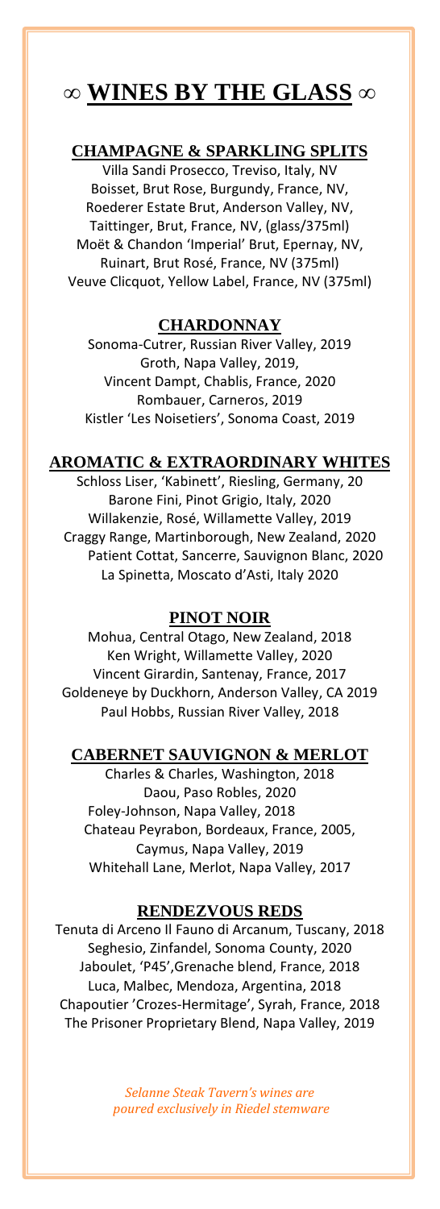# ∞ **WINES BY THE GLASS** ∞

## CHAMPAGNE & SPARKLING SPLITS

Villa Sandi Prosecco, Treviso, Italy, NV
Boisset, Brut Rose, Burgundy, France, NV,
Roederer Estate Brut, Anderson Valley, NV,
Taittinger, Brut, France, NV, (glass/375ml)
Moët & Chandon 'Imperial' Brut, Epernay, NV,
Ruinart, Brut Rosé, France, NV (375ml)
Veuve Clicquot, Yellow Label, France, NV (375ml)

## CHARDONNAY

Sonoma-Cutrer, Russian River Valley, 2019
Groth, Napa Valley, 2019,
Vincent Dampt, Chablis, France, 2020
Rombauer, Carneros, 2019
Kistler 'Les Noisetiers', Sonoma Coast, 2019

## AROMATIC & EXTRAORDINARY WHITES

Schloss Liser, 'Kabinett', Riesling, Germany, 20
Barone Fini, Pinot Grigio, Italy, 2020
Willakenzie, Rosé, Willamette Valley, 2019
Craggy Range, Martinborough, New Zealand, 2020
Patient Cottat, Sancerre, Sauvignon Blanc, 2020
La Spinetta, Moscato d'Asti, Italy 2020

## PINOT NOIR

Mohua, Central Otago, New Zealand, 2018
Ken Wright, Willamette Valley, 2020
Vincent Girardin, Santenay, France, 2017
Goldeneye by Duckhorn, Anderson Valley, CA 2019
Paul Hobbs, Russian River Valley, 2018

## CABERNET SAUVIGNON & MERLOT

Charles & Charles, Washington, 2018
Daou, Paso Robles, 2020
Foley-Johnson, Napa Valley, 2018
Chateau Peyrabon, Bordeaux, France, 2005,
Caymus, Napa Valley, 2019
Whitehall Lane, Merlot, Napa Valley, 2017

## RENDEZVOUS REDS

Tenuta di Arceno Il Fauno di Arcanum, Tuscany, 2018
Seghesio, Zinfandel, Sonoma County, 2020
Jaboulet, 'P45',Grenache blend, France, 2018
Luca, Malbec, Mendoza, Argentina, 2018
Chapoutier 'Crozes-Hermitage', Syrah, France, 2018
The Prisoner Proprietary Blend, Napa Valley, 2019

*Selanne Steak Tavern's wines are poured exclusively in Riedel stemware*